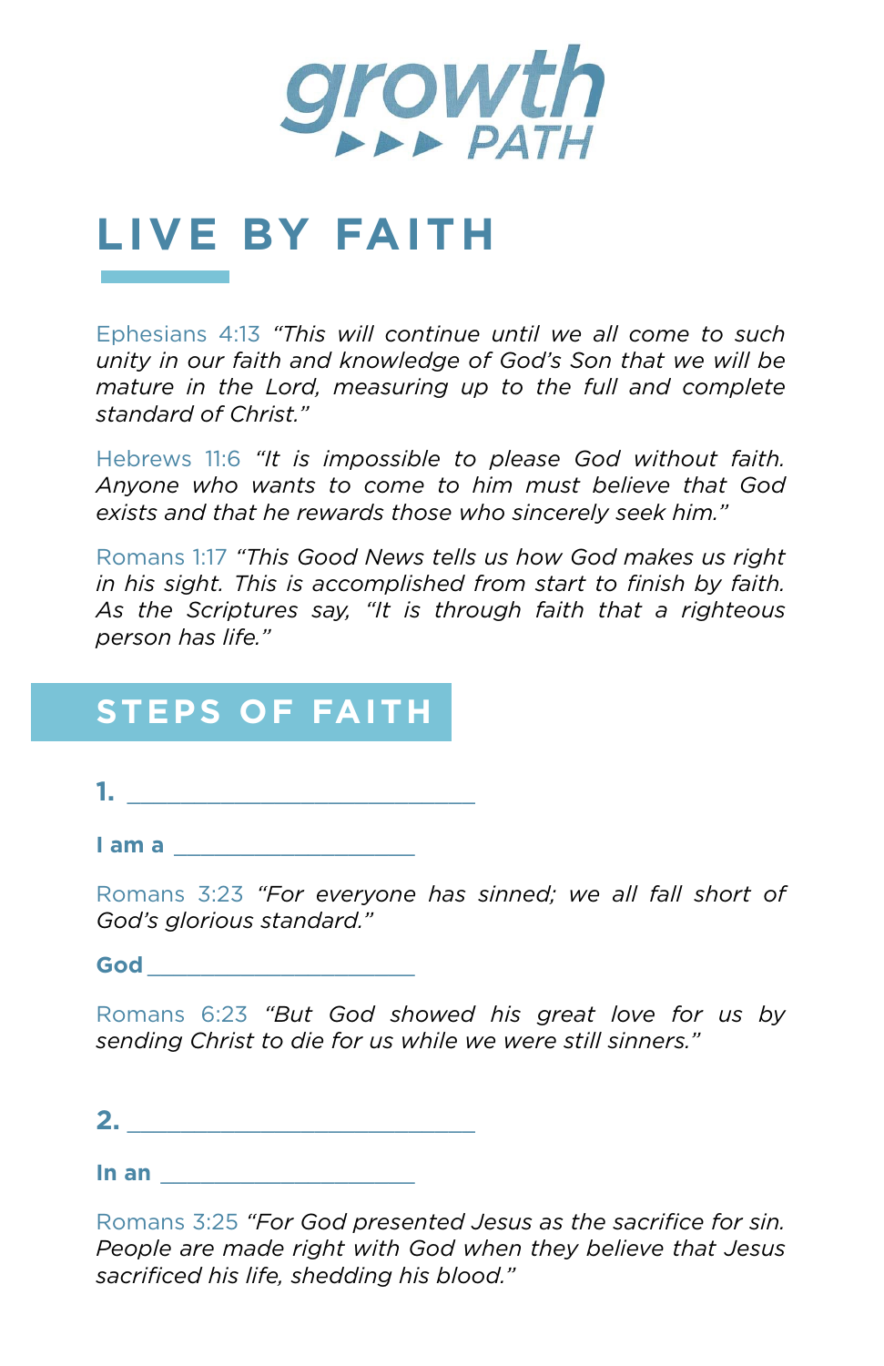growth PATH

# LIVE BY FAITH

Ephesians 4:13 *"This will continue until we all come to such unity in our faith and knowledge of God's Son that we will be mature in the Lord, measuring up to the full and complete standard of Christ."*

Hebrews 11:6 *"It is impossible to please God without faith. Anyone who wants to come to him must believe that God exists and that he rewards those who sincerely seek him."*

Romans 1:17 *"This Good News tells us how God makes us right in his sight. This is accomplished from start to finish by faith. As the Scriptures say, "It is through faith that a righteous person has life."*

## STEPS OF FAITH

**1. ___________________________**

**I am a ___________________**

Romans 3:23 *"For everyone has sinned; we all fall short of God's glorious standard."*

**God _____________________**

Romans 6:23 *"But God showed his great love for us by sending Christ to die for us while we were still sinners."*

**2. ___________________________**

**In an ____________________**

Romans 3:25 *"For God presented Jesus as the sacrifice for sin. People are made right with God when they believe that Jesus sacrificed his life, shedding his blood."*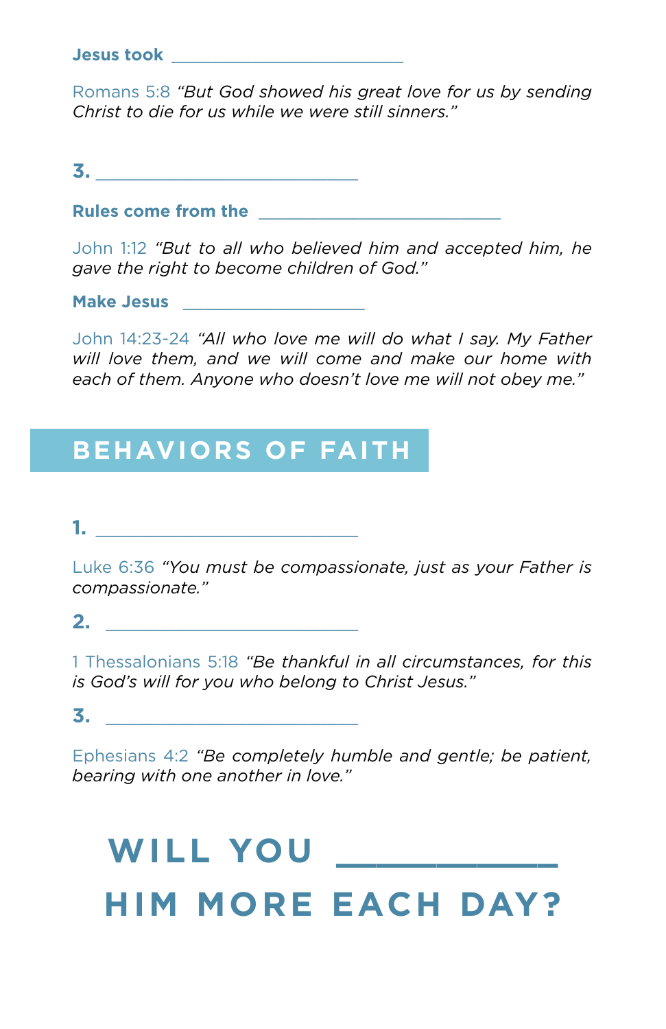**Jesus took** ________________________

Romans 5:8 *"But God showed his great love for us by sending Christ to die for us while we were still sinners."*

**3.** ___________________________

**Rules come from the** ___________________________

John 1:12 *"But to all who believed him and accepted him, he gave the right to become children of God."*

**Make Jesus** ___________________

John 14:23-24 *"All who love me will do what I say. My Father will love them, and we will come and make our home with each of them. Anyone who doesn't love me will not obey me."*

## BEHAVIORS OF FAITH

**1.** ___________________________

Luke 6:36 *"You must be compassionate, just as your Father is compassionate."*

**2.** ___________________________

1 Thessalonians 5:18 *"Be thankful in all circumstances, for this is God's will for you who belong to Christ Jesus."*

**3.** ___________________________

Ephesians 4:2 *"Be completely humble and gentle; be patient, bearing with one another in love."*

## WILL YOU ___________ HIM MORE EACH DAY?